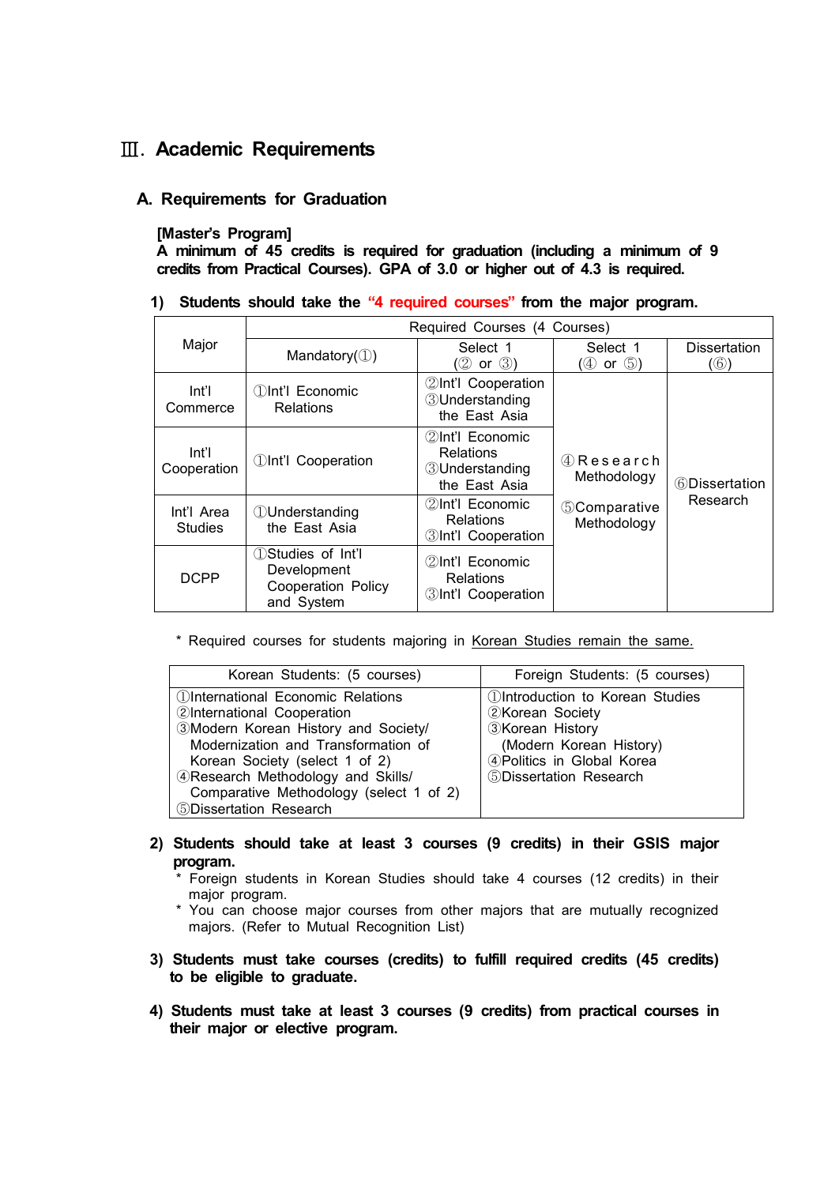# Ⅲ. Academic Requirements

## A. Requirements for Graduation

**[Master's Program]**
**A minimum of 45 credits is required for graduation (including a minimum of 9 credits from Practical Courses). GPA of 3.0 or higher out of 4.3 is required.**

**1) Students should take the "4 required courses" from the major program.**

| Major | Required Courses (4 Courses) | | | |
|---|---|---|---|---|
| | Mandatory(①) | Select 1 (② or ③) | Select 1 (④ or ⑤) | Dissertation (⑥) |
| Int'l Commerce | ①Int'l Economic Relations | ②Int'l Cooperation ③Understanding the East Asia | ④Research Methodology ⑤Comparative Methodology | ⑥Dissertation Research |
| Int'l Cooperation | ①Int'l Cooperation | ②Int'l Economic Relations ③Understanding the East Asia | | |
| Int'l Area Studies | ①Understanding the East Asia | ②Int'l Economic Relations ③Int'l Cooperation | | |
| DCPP | ①Studies of Int'l Development Cooperation Policy and System | ②Int'l Economic Relations ③Int'l Cooperation | | |

\* Required courses for students majoring in <u>Korean Studies remain the same.</u>

| Korean Students: (5 courses) | Foreign Students: (5 courses) |
|---|---|
| ①International Economic Relations<br>②International Cooperation<br>③Modern Korean History and Society/ Modernization and Transformation of Korean Society (select 1 of 2)<br>④Research Methodology and Skills/ Comparative Methodology (select 1 of 2)<br>⑤Dissertation Research | ①Introduction to Korean Studies<br>②Korean Society<br>③Korean History (Modern Korean History)<br>④Politics in Global Korea<br>⑤Dissertation Research |

**2) Students should take at least 3 courses (9 credits) in their GSIS major program.**

- \* Foreign students in Korean Studies should take 4 courses (12 credits) in their major program.
- \* You can choose major courses from other majors that are mutually recognized majors. (Refer to Mutual Recognition List)

**3) Students must take courses (credits) to fulfill required credits (45 credits) to be eligible to graduate.**

**4) Students must take at least 3 courses (9 credits) from practical courses in their major or elective program.**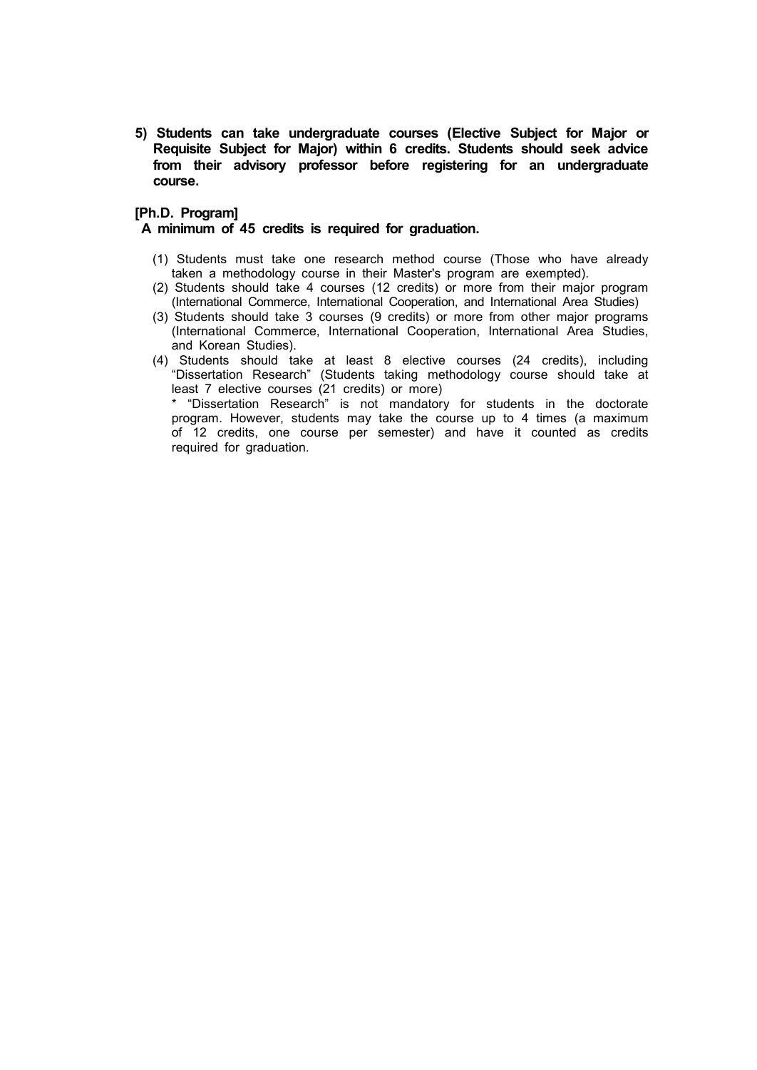**5) Students can take undergraduate courses (Elective Subject for Major or Requisite Subject for Major) within 6 credits. Students should seek advice from their advisory professor before registering for an undergraduate course.**

**[Ph.D. Program]**

**A minimum of 45 credits is required for graduation.**

(1) Students must take one research method course (Those who have already taken a methodology course in their Master's program are exempted).

(2) Students should take 4 courses (12 credits) or more from their major program (International Commerce, International Cooperation, and International Area Studies)

(3) Students should take 3 courses (9 credits) or more from other major programs (International Commerce, International Cooperation, International Area Studies, and Korean Studies).

(4) Students should take at least 8 elective courses (24 credits), including "Dissertation Research" (Students taking methodology course should take at least 7 elective courses (21 credits) or more)

\* "Dissertation Research" is not mandatory for students in the doctorate program. However, students may take the course up to 4 times (a maximum of 12 credits, one course per semester) and have it counted as credits required for graduation.